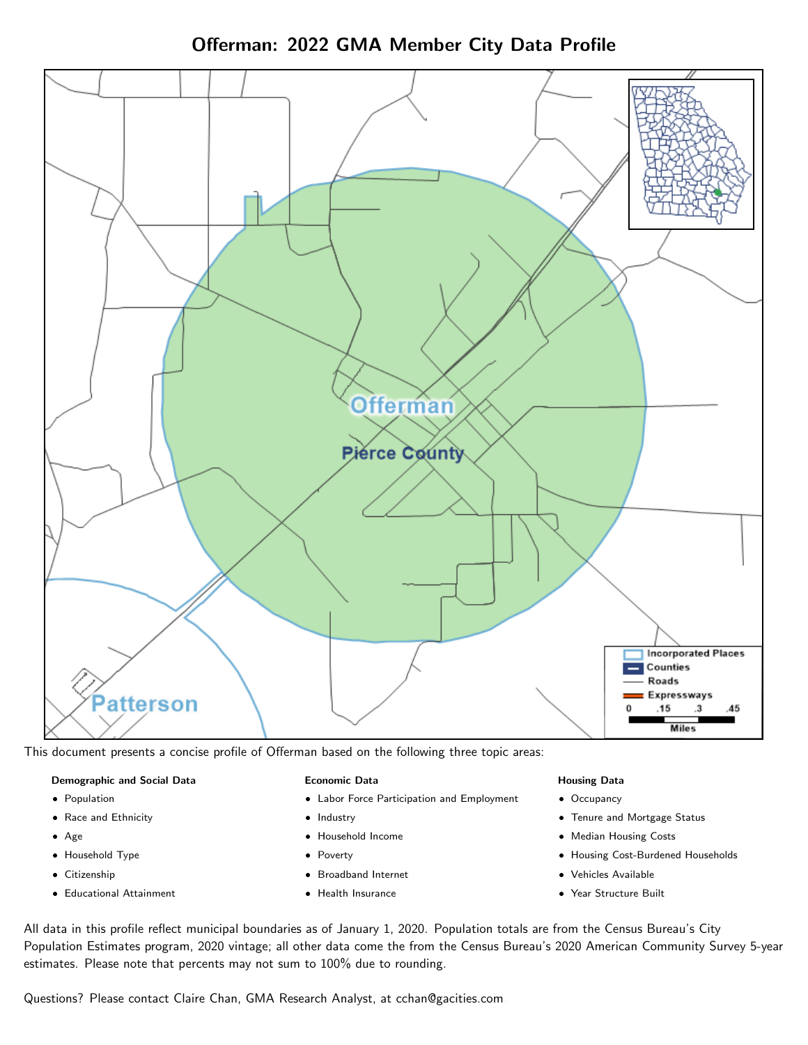# Offerman: 2022 GMA Member City Data Profile

This document presents a concise profile of Offerman based on the following three topic areas:

**Demographic and Social Data**

- Population
- Race and Ethnicity
- Age
- Household Type
- Citizenship
- Educational Attainment

**Economic Data**

- Labor Force Participation and Employment
- Industry
- Household Income
- Poverty
- Broadband Internet
- Health Insurance

**Housing Data**

- Occupancy
- Tenure and Mortgage Status
- Median Housing Costs
- Housing Cost-Burdened Households
- Vehicles Available
- Year Structure Built

All data in this profile reflect municipal boundaries as of January 1, 2020. Population totals are from the Census Bureau's City Population Estimates program, 2020 vintage; all other data come the from the Census Bureau's 2020 American Community Survey 5-year estimates. Please note that percents may not sum to 100% due to rounding.

Questions? Please contact Claire Chan, GMA Research Analyst, at cchan@gacities.com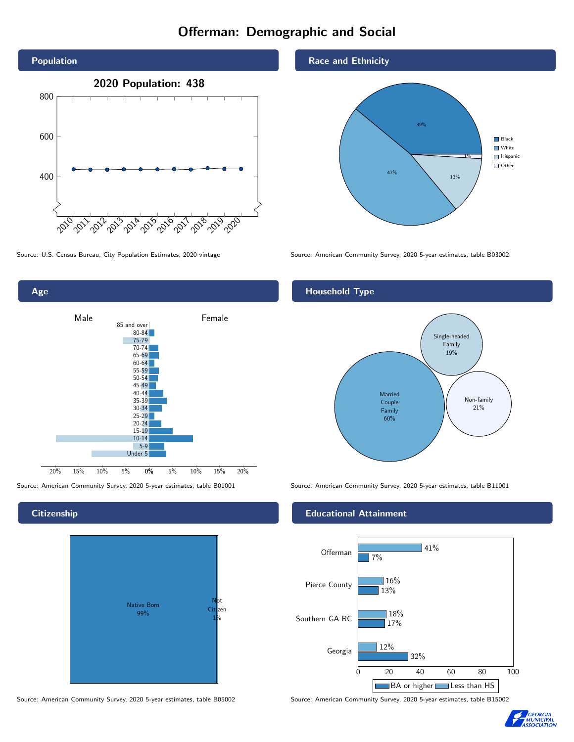# Offerman: Demographic and Social

## Population

**2020 Population: 438**

Source: U.S. Census Bureau, City Population Estimates, 2020 vintage

## Race and Ethnicity

| Race/Ethnicity | Percent |
|---|---|
| Black | 39% |
| White | 47% |
| Hispanic | 13% |
| Other | 1% |

Source: American Community Survey, 2020 5-year estimates, table B03002

## Age

Male / Female

85 and over, 80-84, 75-79, 70-74, 65-69, 60-64, 55-59, 50-54, 45-49, 40-44, 35-39, 30-34, 25-29, 20-24, 15-19, 10-14, 5-9, Under 5

Source: American Community Survey, 2020 5-year estimates, table B01001

## Household Type

| Household Type | Percent |
|---|---|
| Married Couple Family | 60% |
| Single-headed Family | 19% |
| Non-family | 21% |

Source: American Community Survey, 2020 5-year estimates, table B11001

## Citizenship

| Citizenship | Percent |
|---|---|
| Native Born | 99% |
| Not Citizen | 1% |

Source: American Community Survey, 2020 5-year estimates, table B05002

## Educational Attainment

| Area | Less than HS | BA or higher |
|---|---|---|
| Offerman | 41% | 7% |
| Pierce County | 16% | 13% |
| Southern GA RC | 18% | 17% |
| Georgia | 12% | 32% |

Source: American Community Survey, 2020 5-year estimates, table B15002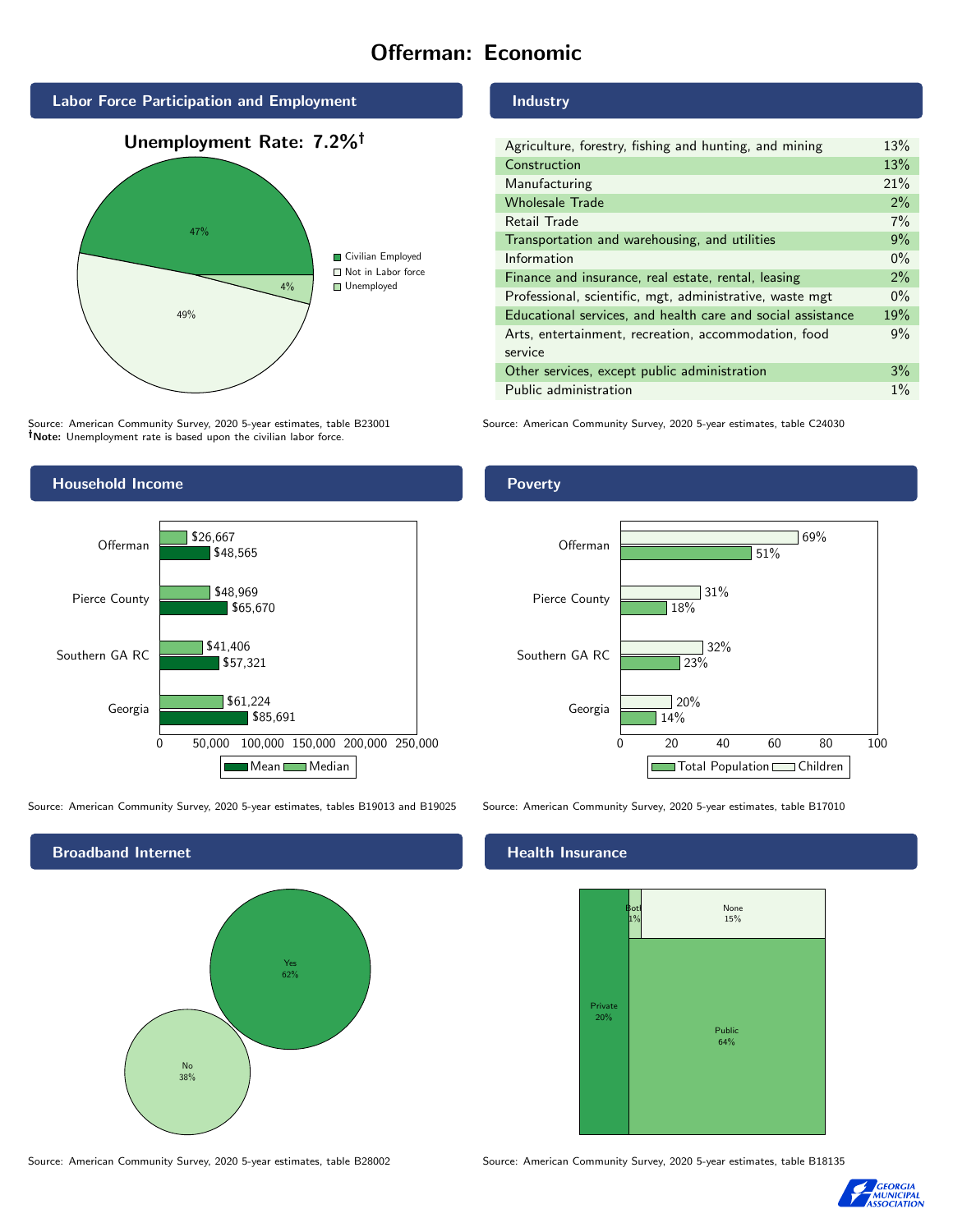# Offerman: Economic

## Labor Force Participation and Employment

**Unemployment Rate: 7.2%†**

| Category | Percent |
|---|---|
| Civilian Employed | 47% |
| Not in Labor force | 49% |
| Unemployed | 4% |

Source: American Community Survey, 2020 5-year estimates, table B23001
**†Note:** Unemployment rate is based upon the civilian labor force.

## Industry

| Industry | Percent |
|---|---|
| Agriculture, forestry, fishing and hunting, and mining | 13% |
| Construction | 13% |
| Manufacturing | 21% |
| Wholesale Trade | 2% |
| Retail Trade | 7% |
| Transportation and warehousing, and utilities | 9% |
| Information | 0% |
| Finance and insurance, real estate, rental, leasing | 2% |
| Professional, scientific, mgt, administrative, waste mgt | 0% |
| Educational services, and health care and social assistance | 19% |
| Arts, entertainment, recreation, accommodation, food service | 9% |
| Other services, except public administration | 3% |
| Public administration | 1% |

Source: American Community Survey, 2020 5-year estimates, table C24030

## Household Income

| Area | Median | Mean |
|---|---|---|
| Offerman | $26,667 | $48,565 |
| Pierce County | $48,969 | $65,670 |
| Southern GA RC | $41,406 | $57,321 |
| Georgia | $61,224 | $85,691 |

Source: American Community Survey, 2020 5-year estimates, tables B19013 and B19025

## Poverty

| Area | Children | Total Population |
|---|---|---|
| Offerman | 69% | 51% |
| Pierce County | 31% | 18% |
| Southern GA RC | 32% | 23% |
| Georgia | 20% | 14% |

Source: American Community Survey, 2020 5-year estimates, table B17010

## Broadband Internet

| Response | Percent |
|---|---|
| Yes | 62% |
| No | 38% |

Source: American Community Survey, 2020 5-year estimates, table B28002

## Health Insurance

| Type | Percent |
|---|---|
| Private | 20% |
| Both | 1% |
| None | 15% |
| Public | 64% |

Source: American Community Survey, 2020 5-year estimates, table B18135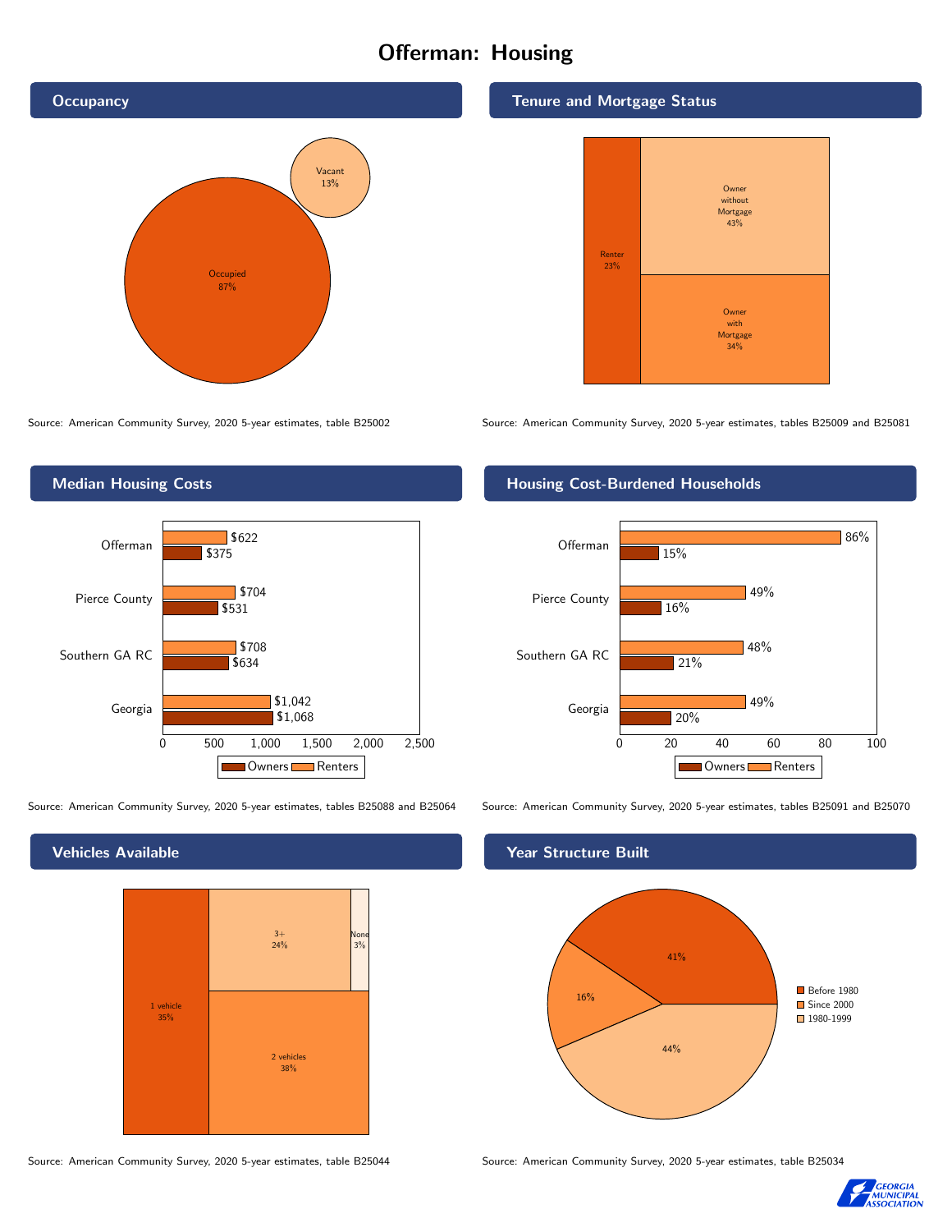# Offerman: Housing

## Occupancy

Vacant
13%

Occupied
87%

Source: American Community Survey, 2020 5-year estimates, table B25002

## Tenure and Mortgage Status

Renter
23%

Owner without Mortgage
43%

Owner with Mortgage
34%

Source: American Community Survey, 2020 5-year estimates, tables B25009 and B25081

## Median Housing Costs

Offerman
$622
$375

Pierce County
$704
$531

Southern GA RC
$708
$634

Georgia
$1,042
$1,068

0
500
1,000
1,500
2,000
2,500

Owners
Renters

Source: American Community Survey, 2020 5-year estimates, tables B25088 and B25064

## Housing Cost-Burdened Households

Offerman
86%
15%

Pierce County
49%
16%

Southern GA RC
48%
21%

Georgia
49%
20%

0
20
40
60
80
100

Owners
Renters

Source: American Community Survey, 2020 5-year estimates, tables B25091 and B25070

## Vehicles Available

1 vehicle
35%

3+
24%

None
3%

2 vehicles
38%

Source: American Community Survey, 2020 5-year estimates, table B25044

## Year Structure Built

41%
16%
44%

Before 1980
Since 2000
1980-1999

Source: American Community Survey, 2020 5-year estimates, table B25034